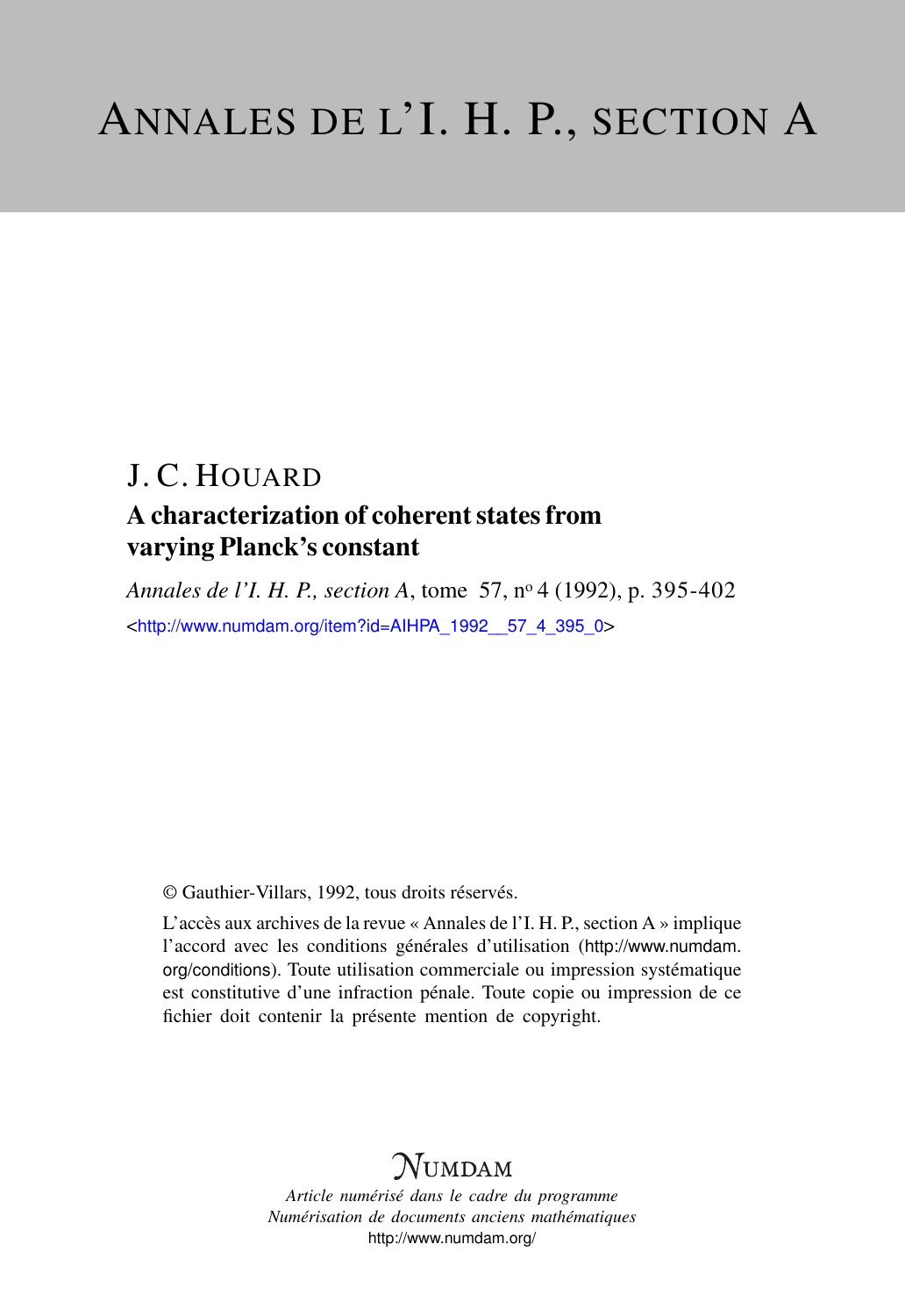# ANNALES DE L'I. H. P., SECTION A

J. C. HOUARD

## A characterization of coherent states from varying Planck's constant

*Annales de l'I. H. P., section A*, tome 57, nº 4 (1992), p. 395-402

<http://www.numdam.org/item?id=AIHPA_1992__57_4_395_0>

© Gauthier-Villars, 1992, tous droits réservés.

L'accès aux archives de la revue « Annales de l'I. H. P., section A » implique l'accord avec les conditions générales d'utilisation (http://www.numdam.org/conditions). Toute utilisation commerciale ou impression systématique est constitutive d'une infraction pénale. Toute copie ou impression de ce fichier doit contenir la présente mention de copyright.

NUMDAM

*Article numérisé dans le cadre du programme*
*Numérisation de documents anciens mathématiques*
http://www.numdam.org/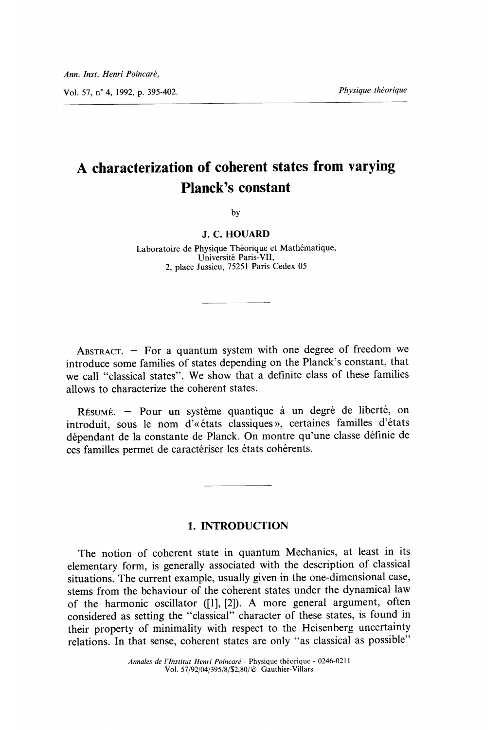Ann. Inst. Henri Poincaré,

Vol. 57, n° 4, 1992, p. 395-402. *Physique théorique*

# A characterization of coherent states from varying Planck's constant

by

**J. C. HOUARD**

Laboratoire de Physique Théorique et Mathématique,
Université Paris-VII,
2, place Jussieu, 75251 Paris Cedex 05

---

ABSTRACT. — For a quantum system with one degree of freedom we introduce some families of states depending on the Planck's constant, that we call "classical states". We show that a definite class of these families allows to characterize the coherent states.

RÉSUMÉ. — Pour un système quantique à un degré de liberté, on introduit, sous le nom d'« états classiques », certaines familles d'états dépendant de la constante de Planck. On montre qu'une classe définie de ces familles permet de caractériser les états cohérents.

---

## 1. INTRODUCTION

The notion of coherent state in quantum Mechanics, at least in its elementary form, is generally associated with the description of classical situations. The current example, usually given in the one-dimensional case, stems from the behaviour of the coherent states under the dynamical law of the harmonic oscillator ([1], [2]). A more general argument, often considered as setting the "classical" character of these states, is found in their property of minimality with respect to the Heisenberg uncertainty relations. In that sense, coherent states are only "as classical as possible"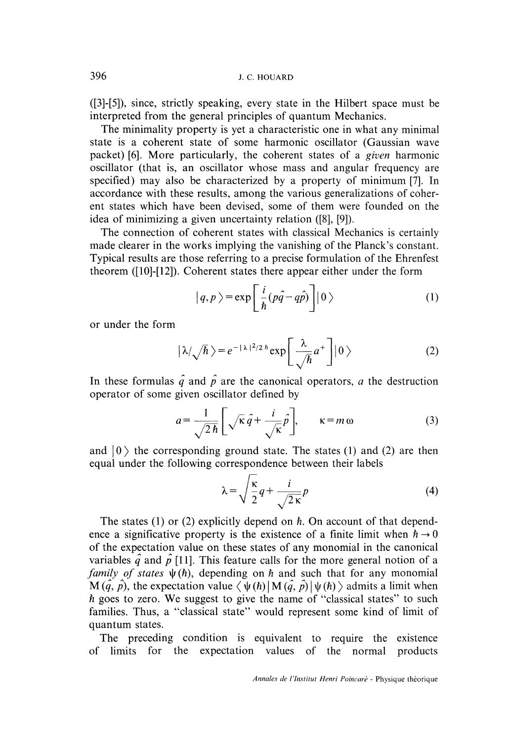([3]-[5]), since, strictly speaking, every state in the Hilbert space must be interpreted from the general principles of quantum Mechanics.

The minimality property is yet a characteristic one in what any minimal state is a coherent state of some harmonic oscillator (Gaussian wave packet) [6]. More particularly, the coherent states of a *given* harmonic oscillator (that is, an oscillator whose mass and angular frequency are specified) may also be characterized by a property of minimum [7]. In accordance with these results, among the various generalizations of coherent states which have been devised, some of them were founded on the idea of minimizing a given uncertainty relation ([8], [9]).

The connection of coherent states with classical Mechanics is certainly made clearer in the works implying the vanishing of the Planck's constant. Typical results are those referring to a precise formulation of the Ehrenfest theorem ([10]-[12]). Coherent states there appear either under the form

$$|q, p\rangle = \exp\left[\frac{i}{\hbar}(p\hat{q} - q\hat{p})\right]|0\rangle \tag{1}$$

or under the form

$$|\lambda/\sqrt{\hbar}\rangle = e^{-|\lambda|^2/2\hbar} \exp\left[\frac{\lambda}{\sqrt{\hbar}} a^+\right]|0\rangle \tag{2}$$

In these formulas $\hat{q}$ and $\hat{p}$ are the canonical operators, $a$ the destruction operator of some given oscillator defined by

$$a = \frac{1}{\sqrt{2\hbar}}\left[\sqrt{\kappa}\,\hat{q} + \frac{i}{\sqrt{\kappa}}\hat{p}\right], \qquad \kappa = m\omega \tag{3}$$

and $|0\rangle$ the corresponding ground state. The states (1) and (2) are then equal under the following correspondence between their labels

$$\lambda = \sqrt{\frac{\kappa}{2}}\,q + \frac{i}{\sqrt{2\kappa}}\,p \tag{4}$$

The states (1) or (2) explicitly depend on $\hbar$. On account of that dependence a significative property is the existence of a finite limit when $\hbar \to 0$ of the expectation value on these states of any monomial in the canonical variables $\hat{q}$ and $\hat{p}$ [11]. This feature calls for the more general notion of a *family of states* $\psi(\hbar)$, depending on $\hbar$ and such that for any monomial $M(\hat{q}, \hat{p})$, the expectation value $\langle \psi(\hbar) | M(\hat{q}, \hat{p}) | \psi(\hbar) \rangle$ admits a limit when $\hbar$ goes to zero. We suggest to give the name of "classical states" to such families. Thus, a "classical state" would represent some kind of limit of quantum states.

The preceding condition is equivalent to require the existence of limits for the expectation values of the normal products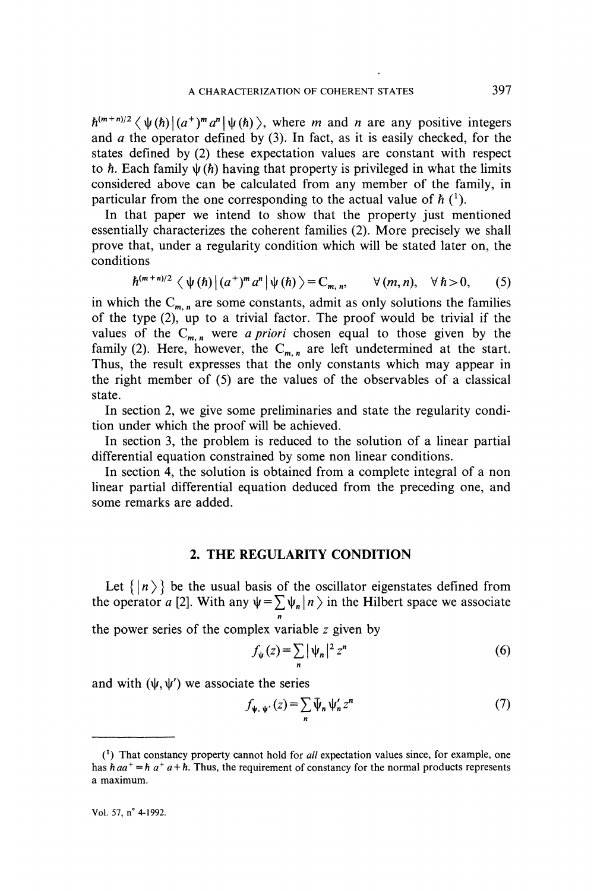$\hbar^{(m+n)/2} \langle \psi(\hbar) | (a^+)^m a^n | \psi(\hbar) \rangle$, where $m$ and $n$ are any positive integers and $a$ the operator defined by (3). In fact, as it is easily checked, for the states defined by (2) these expectation values are constant with respect to $\hbar$. Each family $\psi(\hbar)$ having that property is privileged in what the limits considered above can be calculated from any member of the family, in particular from the one corresponding to the actual value of $\hbar$ ([1]).

In that paper we intend to show that the property just mentioned essentially characterizes the coherent families (2). More precisely we shall prove that, under a regularity condition which will be stated later on, the conditions

$$\hbar^{(m+n)/2} \langle \psi(\hbar) | (a^+)^m a^n | \psi(\hbar) \rangle = C_{m,n}, \qquad \forall (m, n), \quad \forall \hbar > 0, \tag{5}$$

in which the $C_{m,n}$ are some constants, admit as only solutions the families of the type (2), up to a trivial factor. The proof would be trivial if the values of the $C_{m,n}$ were *a priori* chosen equal to those given by the family (2). Here, however, the $C_{m,n}$ are left undetermined at the start. Thus, the result expresses that the only constants which may appear in the right member of (5) are the values of the observables of a classical state.

In section 2, we give some preliminaries and state the regularity condition under which the proof will be achieved.

In section 3, the problem is reduced to the solution of a linear partial differential equation constrained by some non linear conditions.

In section 4, the solution is obtained from a complete integral of a non linear partial differential equation deduced from the preceding one, and some remarks are added.

## 2. THE REGULARITY CONDITION

Let $\{|n\rangle\}$ be the usual basis of the oscillator eigenstates defined from the operator $a$ [2]. With any $\psi = \sum_n \psi_n |n\rangle$ in the Hilbert space we associate the power series of the complex variable $z$ given by

$$f_\psi(z) = \sum_n |\psi_n|^2 z^n \tag{6}$$

and with $(\psi, \psi')$ we associate the series

$$f_{\psi, \psi'}(z) = \sum_n \bar{\psi}_n \psi'_n z^n \tag{7}$$

---

([1]) That constancy property cannot hold for *all* expectation values since, for example, one has $\hbar a a^+ = \hbar a^+ a + \hbar$. Thus, the requirement of constancy for the normal products represents a maximum.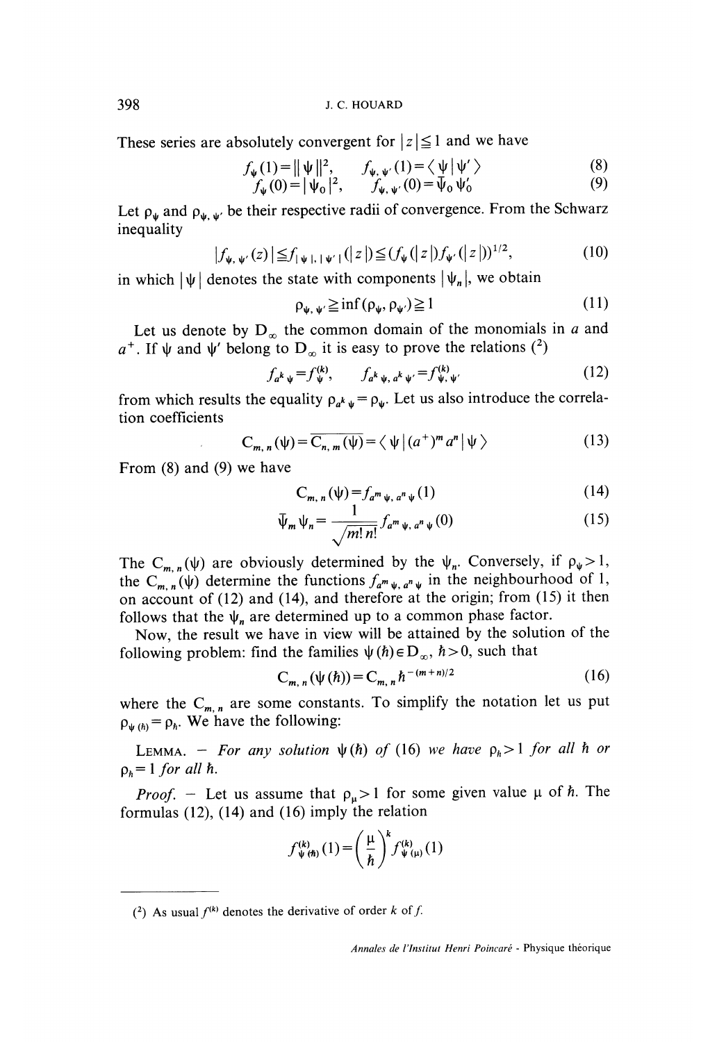These series are absolutely convergent for $|z| \leqq 1$ and we have

$$f_\psi(1) = \|\psi\|^2, \qquad f_{\psi,\psi'}(1) = \langle \psi | \psi' \rangle \tag{8}$$

$$f_\psi(0) = |\psi_0|^2, \qquad f_{\psi,\psi'}(0) = \bar{\psi}_0 \psi'_0 \tag{9}$$

Let $\rho_\psi$ and $\rho_{\psi,\psi'}$ be their respective radii of convergence. From the Schwarz inequality

$$|f_{\psi,\psi'}(z)| \leqq f_{|\psi|,|\psi'|}(|z|) \leqq (f_\psi(|z|) f_{\psi'}(|z|))^{1/2}, \tag{10}$$

in which $|\psi|$ denotes the state with components $|\psi_n|$, we obtain

$$\rho_{\psi,\psi'} \geqq \inf(\rho_\psi, \rho_{\psi'}) \geqq 1 \tag{11}$$

Let us denote by $D_\infty$ the common domain of the monomials in $a$ and $a^+$. If $\psi$ and $\psi'$ belong to $D_\infty$ it is easy to prove the relations [2]

$$f_{a^k \psi} = f_\psi^{(k)}, \qquad f_{a^k \psi, a^k \psi'} = f_{\psi,\psi'}^{(k)} \tag{12}$$

from which results the equality $\rho_{a^k \psi} = \rho_\psi$. Let us also introduce the correlation coefficients

$$C_{m,n}(\psi) = \overline{C_{n,m}(\psi)} = \langle \psi | (a^+)^m a^n | \psi \rangle \tag{13}$$

From (8) and (9) we have

$$C_{m,n}(\psi) = f_{a^m \psi, a^n \psi}(1) \tag{14}$$

$$\bar{\psi}_m \psi_n = \frac{1}{\sqrt{m!\,n!}} f_{a^m \psi, a^n \psi}(0) \tag{15}$$

The $C_{m,n}(\psi)$ are obviously determined by the $\psi_n$. Conversely, if $\rho_\psi > 1$, the $C_{m,n}(\psi)$ determine the functions $f_{a^m \psi, a^n \psi}$ in the neighbourhood of 1, on account of (12) and (14), and therefore at the origin; from (15) it then follows that the $\psi_n$ are determined up to a common phase factor.

Now, the result we have in view will be attained by the solution of the following problem: find the families $\psi(\hbar) \in D_\infty$, $\hbar > 0$, such that

$$C_{m,n}(\psi(\hbar)) = C_{m,n} \hbar^{-(m+n)/2} \tag{16}$$

where the $C_{m,n}$ are some constants. To simplify the notation let us put $\rho_{\psi(\hbar)} = \rho_\hbar$. We have the following:

LEMMA. – *For any solution $\psi(\hbar)$ of (16) we have $\rho_\hbar > 1$ for all $\hbar$ or $\rho_\hbar = 1$ for all $\hbar$.*

*Proof.* – Let us assume that $\rho_\mu > 1$ for some given value $\mu$ of $\hbar$. The formulas (12), (14) and (16) imply the relation

$$f_{\psi(\hbar)}^{(k)}(1) = \left(\frac{\mu}{\hbar}\right)^k f_{\psi(\mu)}^{(k)}(1)$$

---

[2] As usual $f^{(k)}$ denotes the derivative of order $k$ of $f$.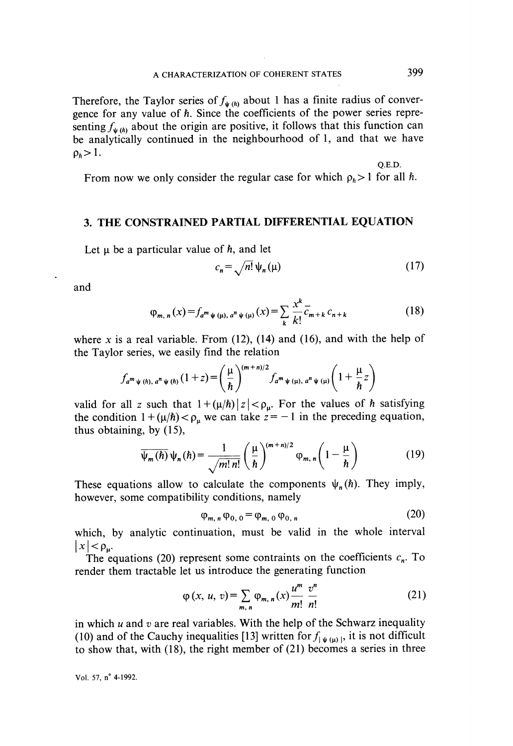Therefore, the Taylor series of $f_{\psi(\hbar)}$ about 1 has a finite radius of convergence for any value of $\hbar$. Since the coefficients of the power series representing $f_{\psi(\hbar)}$ about the origin are positive, it follows that this function can be analytically continued in the neighbourhood of 1, and that we have $\rho_\hbar > 1$.

Q.E.D.

From now we only consider the regular case for which $\rho_\hbar > 1$ for all $\hbar$.

## 3. THE CONSTRAINED PARTIAL DIFFERENTIAL EQUATION

Let $\mu$ be a particular value of $\hbar$, and let

$$c_n = \sqrt{n!}\,\psi_n(\mu) \tag{17}$$

and

$$\varphi_{m,n}(x) = f_{a^m \psi(\mu),\, a^n \psi(\mu)}(x) = \sum_k \frac{x^k}{k!} \bar{c}_{m+k}\, c_{n+k} \tag{18}$$

where $x$ is a real variable. From (12), (14) and (16), and with the help of the Taylor series, we easily find the relation

$$f_{a^m \psi(\hbar),\, a^n \psi(\hbar)}(1+z) = \left(\frac{\mu}{\hbar}\right)^{(m+n)/2} f_{a^m \psi(\mu),\, a^n \psi(\mu)}\left(1 + \frac{\mu}{\hbar} z\right)$$

valid for all $z$ such that $1 + (\mu/\hbar)\,|z| < \rho_\mu$. For the values of $\hbar$ satisfying the condition $1 + (\mu/\hbar) < \rho_\mu$ we can take $z = -1$ in the preceding equation, thus obtaining, by (15),

$$\overline{\psi_m(\hbar)}\,\psi_n(\hbar) = \frac{1}{\sqrt{m!\,n!}} \left(\frac{\mu}{\hbar}\right)^{(m+n)/2} \varphi_{m,n}\left(1 - \frac{\mu}{\hbar}\right) \tag{19}$$

These equations allow to calculate the components $\psi_n(\hbar)$. They imply, however, some compatibility conditions, namely

$$\varphi_{m,n}\,\varphi_{0,0} = \varphi_{m,0}\,\varphi_{0,n} \tag{20}$$

which, by analytic continuation, must be valid in the whole interval $|x| < \rho_\mu$.

The equations (20) represent some contraints on the coefficients $c_n$. To render them tractable let us introduce the generating function

$$\varphi(x, u, v) = \sum_{m,n} \varphi_{m,n}(x) \frac{u^m}{m!} \frac{v^n}{n!} \tag{21}$$

in which $u$ and $v$ are real variables. With the help of the Schwarz inequality (10) and of the Cauchy inequalities [13] written for $f_{|\psi(\mu)|}$, it is not difficult to show that, with (18), the right member of (21) becomes a series in three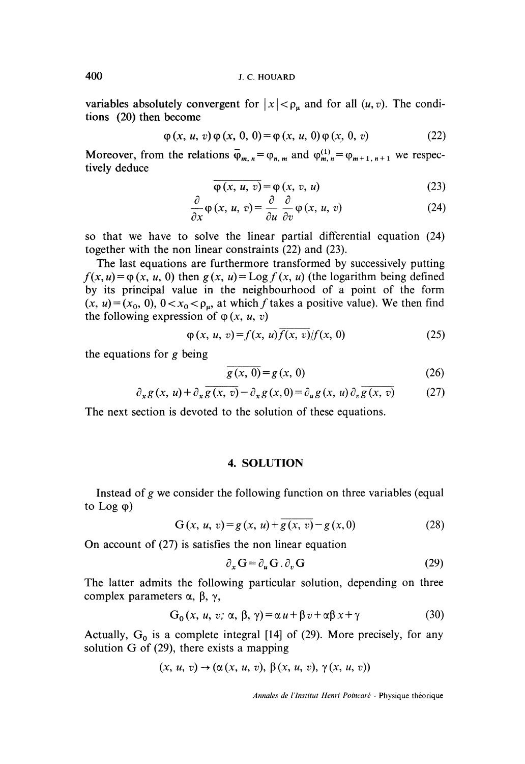variables absolutely convergent for $|x| < \rho_\mu$ and for all $(u, v)$. The conditions (20) then become

$$\varphi(x, u, v)\,\varphi(x, 0, 0) = \varphi(x, u, 0)\,\varphi(x, 0, v) \tag{22}$$

Moreover, from the relations $\bar{\varphi}_{m,n} = \varphi_{n,m}$ and $\varphi^{(1)}_{m,n} = \varphi_{m+1,n+1}$ we respectively deduce

$$\overline{\varphi(x, u, v)} = \varphi(x, v, u) \tag{23}$$

$$\frac{\partial}{\partial x}\varphi(x, u, v) = \frac{\partial}{\partial u}\frac{\partial}{\partial v}\varphi(x, u, v) \tag{24}$$

so that we have to solve the linear partial differential equation (24) together with the non linear constraints (22) and (23).

The last equations are furthermore transformed by successively putting $f(x, u) = \varphi(x, u, 0)$ then $g(x, u) = \operatorname{Log} f(x, u)$ (the logarithm being defined by its principal value in the neighbourhood of a point of the form $(x, u) = (x_0, 0)$, $0 < x_0 < \rho_\mu$, at which $f$ takes a positive value). We then find the following expression of $\varphi(x, u, v)$

$$\varphi(x, u, v) = f(x, u)\,\overline{f(x, v)}/f(x, 0) \tag{25}$$

the equations for $g$ being

$$\overline{g(x, 0)} = g(x, 0) \tag{26}$$

$$\partial_x g(x, u) + \partial_x \overline{g(x, v)} - \partial_x g(x, 0) = \partial_u g(x, u)\,\partial_v \overline{g(x, v)} \tag{27}$$

The next section is devoted to the solution of these equations.

## 4. SOLUTION

Instead of $g$ we consider the following function on three variables (equal to $\operatorname{Log}\varphi$)

$$G(x, u, v) = g(x, u) + \overline{g(x, v)} - g(x, 0) \tag{28}$$

On account of (27) is satisfies the non linear equation

$$\partial_x G = \partial_u G \,.\, \partial_v G \tag{29}$$

The latter admits the following particular solution, depending on three complex parameters $\alpha$, $\beta$, $\gamma$,

$$G_0(x, u, v;\, \alpha, \beta, \gamma) = \alpha u + \beta v + \alpha\beta x + \gamma \tag{30}$$

Actually, $G_0$ is a complete integral [14] of (29). More precisely, for any solution G of (29), there exists a mapping

$$(x, u, v) \to (\alpha(x, u, v),\, \beta(x, u, v),\, \gamma(x, u, v))$$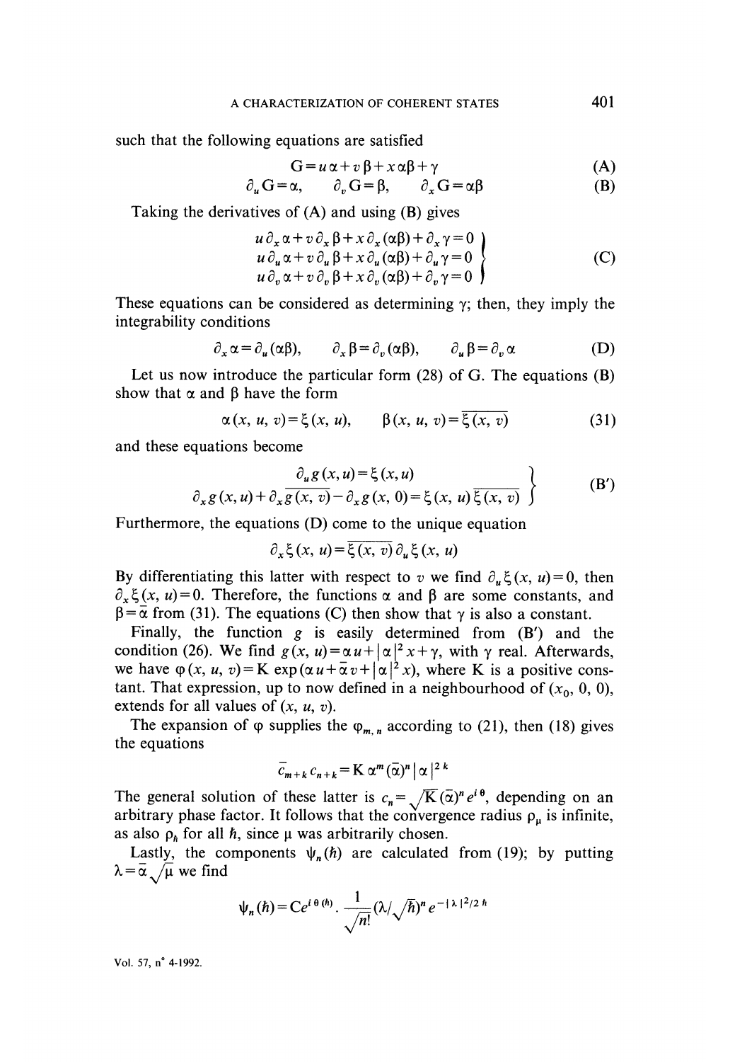such that the following equations are satisfied

$$G = u\alpha + v\beta + x\alpha\beta + \gamma \tag{A}$$

$$\partial_u G = \alpha, \qquad \partial_v G = \beta, \qquad \partial_x G = \alpha\beta \tag{B}$$

Taking the derivatives of (A) and using (B) gives

$$\left.\begin{aligned} u\,\partial_x \alpha + v\,\partial_x \beta + x\,\partial_x(\alpha\beta) + \partial_x \gamma = 0 \\ u\,\partial_u \alpha + v\,\partial_u \beta + x\,\partial_u(\alpha\beta) + \partial_u \gamma = 0 \\ u\,\partial_v \alpha + v\,\partial_v \beta + x\,\partial_v(\alpha\beta) + \partial_v \gamma = 0 \end{aligned}\right\} \tag{C}$$

These equations can be considered as determining $\gamma$; then, they imply the integrability conditions

$$\partial_x \alpha = \partial_u(\alpha\beta), \qquad \partial_x \beta = \partial_v(\alpha\beta), \qquad \partial_u \beta = \partial_v \alpha \tag{D}$$

Let us now introduce the particular form (28) of G. The equations (B) show that $\alpha$ and $\beta$ have the form

$$\alpha(x, u, v) = \xi(x, u), \qquad \beta(x, u, v) = \overline{\xi(x, v)} \tag{31}$$

and these equations become

$$\left.\begin{aligned} \partial_u g(x, u) = \xi(x, u) \\ \partial_x g(x, u) + \partial_x \overline{g(x, v)} - \partial_x g(x, 0) = \xi(x, u)\,\overline{\xi(x, v)} \end{aligned}\right\} \tag{B'}$$

Furthermore, the equations (D) come to the unique equation

$$\partial_x \xi(x, u) = \overline{\xi(x, v)}\,\partial_u \xi(x, u)$$

By differentiating this latter with respect to $v$ we find $\partial_u \xi(x, u) = 0$, then $\partial_x \xi(x, u) = 0$. Therefore, the functions $\alpha$ and $\beta$ are some constants, and $\beta = \bar{\alpha}$ from (31). The equations (C) then show that $\gamma$ is also a constant.

Finally, the function $g$ is easily determined from (B') and the condition (26). We find $g(x, u) = \alpha u + |\alpha|^2 x + \gamma$, with $\gamma$ real. Afterwards, we have $\varphi(x, u, v) = K \exp(\alpha u + \bar{\alpha} v + |\alpha|^2 x)$, where K is a positive constant. That expression, up to now defined in a neighbourhood of $(x_0, 0, 0)$, extends for all values of $(x, u, v)$.

The expansion of $\varphi$ supplies the $\varphi_{m,n}$ according to (21), then (18) gives the equations

$$\bar{c}_{m+k}\, c_{n+k} = K\, \alpha^m (\bar{\alpha})^n |\alpha|^{2k}$$

The general solution of these latter is $c_n = \sqrt{K}(\bar{\alpha})^n e^{i\theta}$, depending on an arbitrary phase factor. It follows that the convergence radius $\rho_\mu$ is infinite, as also $\rho_\hbar$ for all $\hbar$, since $\mu$ was arbitrarily chosen.

Lastly, the components $\psi_n(\hbar)$ are calculated from (19); by putting $\lambda = \bar{\alpha}\sqrt{\mu}$ we find

$$\psi_n(\hbar) = C e^{i\theta(\hbar)} \cdot \frac{1}{\sqrt{n!}} (\lambda/\sqrt{\hbar})^n e^{-|\lambda|^2/2\hbar}$$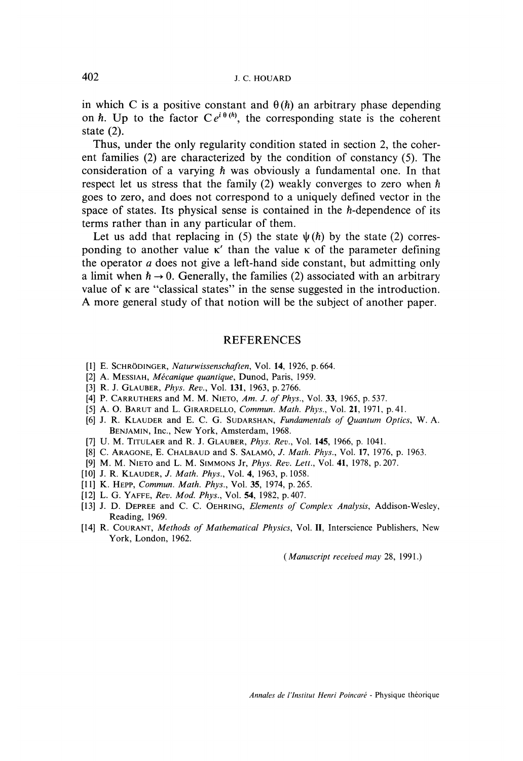in which C is a positive constant and $\theta(\hbar)$ an arbitrary phase depending on $\hbar$. Up to the factor $C e^{i\theta(\hbar)}$, the corresponding state is the coherent state (2).

Thus, under the only regularity condition stated in section 2, the coherent families (2) are characterized by the condition of constancy (5). The consideration of a varying $\hbar$ was obviously a fundamental one. In that respect let us stress that the family (2) weakly converges to zero when $\hbar$ goes to zero, and does not correspond to a uniquely defined vector in the space of states. Its physical sense is contained in the $\hbar$-dependence of its terms rather than in any particular of them.

Let us add that replacing in (5) the state $\psi(\hbar)$ by the state (2) corresponding to another value $\kappa'$ than the value $\kappa$ of the parameter defining the operator $a$ does not give a left-hand side constant, but admitting only a limit when $\hbar \to 0$. Generally, the families (2) associated with an arbitrary value of $\kappa$ are "classical states" in the sense suggested in the introduction. A more general study of that notion will be the subject of another paper.

## REFERENCES

[1] E. SCHRÖDINGER, *Naturwissenschaften*, Vol. **14**, 1926, p. 664.
[2] A. MESSIAH, *Mécanique quantique*, Dunod, Paris, 1959.
[3] R. J. GLAUBER, *Phys. Rev.*, Vol. **131**, 1963, p. 2766.
[4] P. CARRUTHERS and M. M. NIETO, *Am. J. of Phys.*, Vol. **33**, 1965, p. 537.
[5] A. O. BARUT and L. GIRARDELLO, *Commun. Math. Phys.*, Vol. **21**, 1971, p. 41.
[6] J. R. KLAUDER and E. C. G. SUDARSHAN, *Fundamentals of Quantum Optics*, W. A. BENJAMIN, Inc., New York, Amsterdam, 1968.
[7] U. M. TITULAER and R. J. GLAUBER, *Phys. Rev.*, Vol. **145**, 1966, p. 1041.
[8] C. ARAGONE, E. CHALBAUD and S. SALAMÓ, *J. Math. Phys.*, Vol. **17**, 1976, p. 1963.
[9] M. M. NIETO and L. M. SIMMONS Jr, *Phys. Rev. Lett.*, Vol. **41**, 1978, p. 207.
[10] J. R. KLAUDER, *J. Math. Phys.*, Vol. **4**, 1963, p. 1058.
[11] K. HEPP, *Commun. Math. Phys.*, Vol. **35**, 1974, p. 265.
[12] L. G. YAFFE, *Rev. Mod. Phys.*, Vol. **54**, 1982, p. 407.
[13] J. D. DEPREE and C. C. OEHRING, *Elements of Complex Analysis*, Addison-Wesley, Reading, 1969.
[14] R. COURANT, *Methods of Mathematical Physics*, Vol. **II**, Interscience Publishers, New York, London, 1962.

(*Manuscript received may* 28, 1991.)